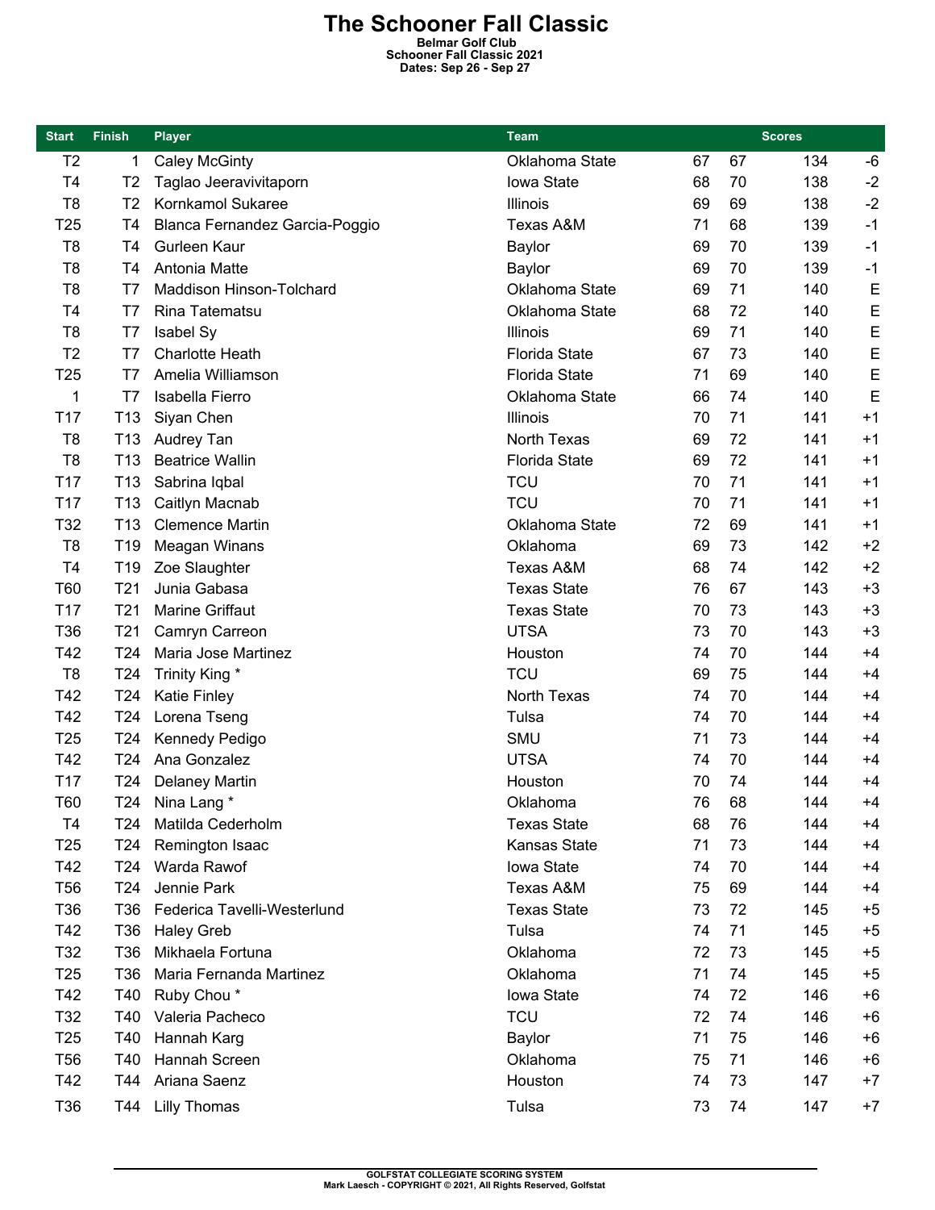# The Schooner Fall Classic

**Belmar Golf Club**
**Schooner Fall Classic 2021**
**Dates: Sep 26 - Sep 27**

| Start | Finish | Player | Team | Scores | | | |
|---|---|---|---|---|---|---|---|
| T2 | 1 | Caley McGinty | Oklahoma State | 67 | 67 | 134 | -6 |
| T4 | T2 | Taglao Jeeravivitaporn | Iowa State | 68 | 70 | 138 | -2 |
| T8 | T2 | Kornkamol Sukaree | Illinois | 69 | 69 | 138 | -2 |
| T25 | T4 | Blanca Fernandez Garcia-Poggio | Texas A&M | 71 | 68 | 139 | -1 |
| T8 | T4 | Gurleen Kaur | Baylor | 69 | 70 | 139 | -1 |
| T8 | T4 | Antonia Matte | Baylor | 69 | 70 | 139 | -1 |
| T8 | T7 | Maddison Hinson-Tolchard | Oklahoma State | 69 | 71 | 140 | E |
| T4 | T7 | Rina Tatematsu | Oklahoma State | 68 | 72 | 140 | E |
| T8 | T7 | Isabel Sy | Illinois | 69 | 71 | 140 | E |
| T2 | T7 | Charlotte Heath | Florida State | 67 | 73 | 140 | E |
| T25 | T7 | Amelia Williamson | Florida State | 71 | 69 | 140 | E |
| 1 | T7 | Isabella Fierro | Oklahoma State | 66 | 74 | 140 | E |
| T17 | T13 | Siyan Chen | Illinois | 70 | 71 | 141 | +1 |
| T8 | T13 | Audrey Tan | North Texas | 69 | 72 | 141 | +1 |
| T8 | T13 | Beatrice Wallin | Florida State | 69 | 72 | 141 | +1 |
| T17 | T13 | Sabrina Iqbal | TCU | 70 | 71 | 141 | +1 |
| T17 | T13 | Caitlyn Macnab | TCU | 70 | 71 | 141 | +1 |
| T32 | T13 | Clemence Martin | Oklahoma State | 72 | 69 | 141 | +1 |
| T8 | T19 | Meagan Winans | Oklahoma | 69 | 73 | 142 | +2 |
| T4 | T19 | Zoe Slaughter | Texas A&M | 68 | 74 | 142 | +2 |
| T60 | T21 | Junia Gabasa | Texas State | 76 | 67 | 143 | +3 |
| T17 | T21 | Marine Griffaut | Texas State | 70 | 73 | 143 | +3 |
| T36 | T21 | Camryn Carreon | UTSA | 73 | 70 | 143 | +3 |
| T42 | T24 | Maria Jose Martinez | Houston | 74 | 70 | 144 | +4 |
| T8 | T24 | Trinity King * | TCU | 69 | 75 | 144 | +4 |
| T42 | T24 | Katie Finley | North Texas | 74 | 70 | 144 | +4 |
| T42 | T24 | Lorena Tseng | Tulsa | 74 | 70 | 144 | +4 |
| T25 | T24 | Kennedy Pedigo | SMU | 71 | 73 | 144 | +4 |
| T42 | T24 | Ana Gonzalez | UTSA | 74 | 70 | 144 | +4 |
| T17 | T24 | Delaney Martin | Houston | 70 | 74 | 144 | +4 |
| T60 | T24 | Nina Lang * | Oklahoma | 76 | 68 | 144 | +4 |
| T4 | T24 | Matilda Cederholm | Texas State | 68 | 76 | 144 | +4 |
| T25 | T24 | Remington Isaac | Kansas State | 71 | 73 | 144 | +4 |
| T42 | T24 | Warda Rawof | Iowa State | 74 | 70 | 144 | +4 |
| T56 | T24 | Jennie Park | Texas A&M | 75 | 69 | 144 | +4 |
| T36 | T36 | Federica Tavelli-Westerlund | Texas State | 73 | 72 | 145 | +5 |
| T42 | T36 | Haley Greb | Tulsa | 74 | 71 | 145 | +5 |
| T32 | T36 | Mikhaela Fortuna | Oklahoma | 72 | 73 | 145 | +5 |
| T25 | T36 | Maria Fernanda Martinez | Oklahoma | 71 | 74 | 145 | +5 |
| T42 | T40 | Ruby Chou * | Iowa State | 74 | 72 | 146 | +6 |
| T32 | T40 | Valeria Pacheco | TCU | 72 | 74 | 146 | +6 |
| T25 | T40 | Hannah Karg | Baylor | 71 | 75 | 146 | +6 |
| T56 | T40 | Hannah Screen | Oklahoma | 75 | 71 | 146 | +6 |
| T42 | T44 | Ariana Saenz | Houston | 74 | 73 | 147 | +7 |
| T36 | T44 | Lilly Thomas | Tulsa | 73 | 74 | 147 | +7 |

GOLFSTAT COLLEGIATE SCORING SYSTEM
Mark Laesch - COPYRIGHT © 2021, All Rights Reserved, Golfstat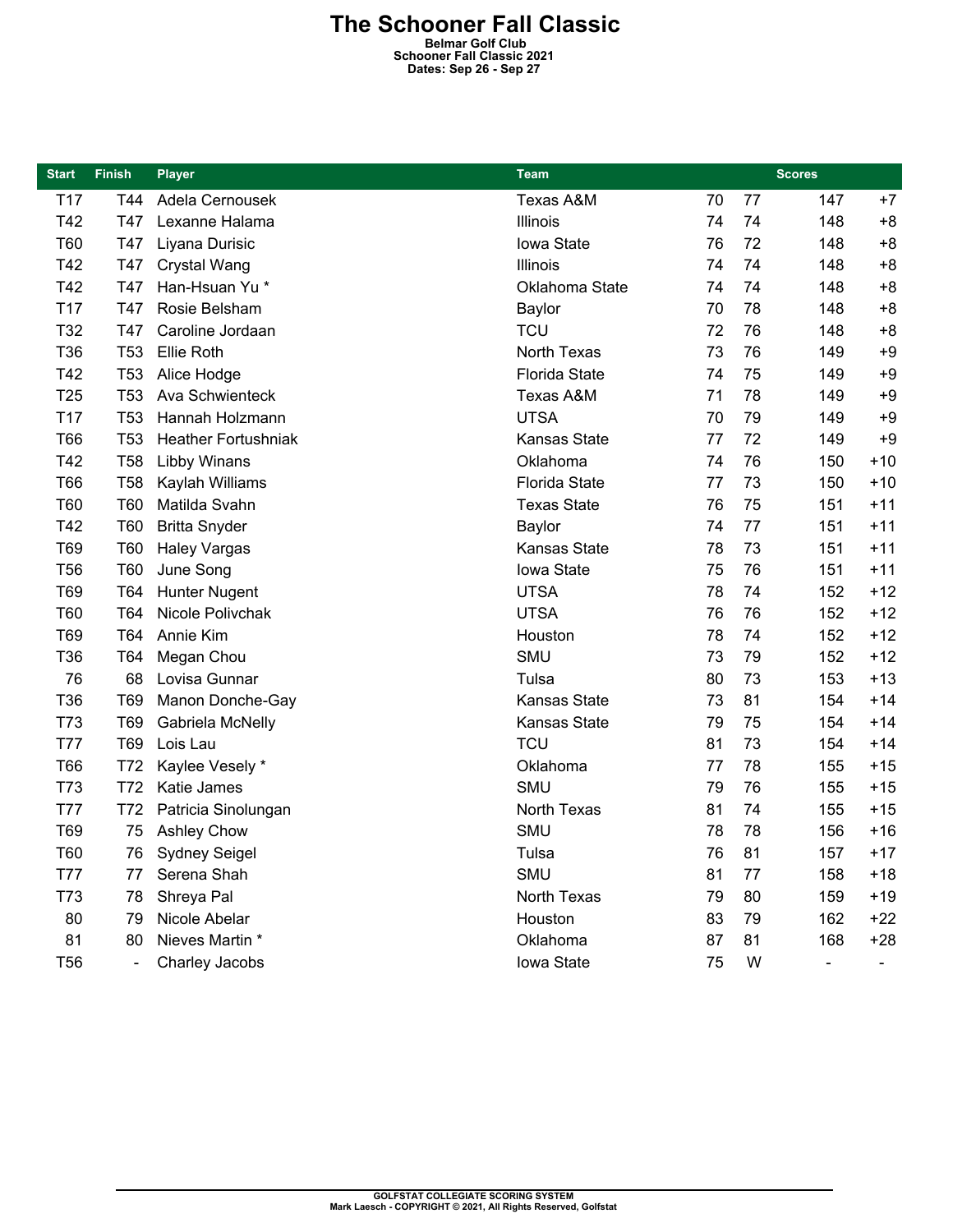# The Schooner Fall Classic

**Belmar Golf Club**
**Schooner Fall Classic 2021**
**Dates: Sep 26 - Sep 27**

| Start | Finish | Player | Team | Scores | | | |
|---|---|---|---|---|---|---|---|
| T17 | T44 | Adela Cernousek | Texas A&M | 70 | 77 | 147 | +7 |
| T42 | T47 | Lexanne Halama | Illinois | 74 | 74 | 148 | +8 |
| T60 | T47 | Liyana Durisic | Iowa State | 76 | 72 | 148 | +8 |
| T42 | T47 | Crystal Wang | Illinois | 74 | 74 | 148 | +8 |
| T42 | T47 | Han-Hsuan Yu * | Oklahoma State | 74 | 74 | 148 | +8 |
| T17 | T47 | Rosie Belsham | Baylor | 70 | 78 | 148 | +8 |
| T32 | T47 | Caroline Jordaan | TCU | 72 | 76 | 148 | +8 |
| T36 | T53 | Ellie Roth | North Texas | 73 | 76 | 149 | +9 |
| T42 | T53 | Alice Hodge | Florida State | 74 | 75 | 149 | +9 |
| T25 | T53 | Ava Schwienteck | Texas A&M | 71 | 78 | 149 | +9 |
| T17 | T53 | Hannah Holzmann | UTSA | 70 | 79 | 149 | +9 |
| T66 | T53 | Heather Fortushniak | Kansas State | 77 | 72 | 149 | +9 |
| T42 | T58 | Libby Winans | Oklahoma | 74 | 76 | 150 | +10 |
| T66 | T58 | Kaylah Williams | Florida State | 77 | 73 | 150 | +10 |
| T60 | T60 | Matilda Svahn | Texas State | 76 | 75 | 151 | +11 |
| T42 | T60 | Britta Snyder | Baylor | 74 | 77 | 151 | +11 |
| T69 | T60 | Haley Vargas | Kansas State | 78 | 73 | 151 | +11 |
| T56 | T60 | June Song | Iowa State | 75 | 76 | 151 | +11 |
| T69 | T64 | Hunter Nugent | UTSA | 78 | 74 | 152 | +12 |
| T60 | T64 | Nicole Polivchak | UTSA | 76 | 76 | 152 | +12 |
| T69 | T64 | Annie Kim | Houston | 78 | 74 | 152 | +12 |
| T36 | T64 | Megan Chou | SMU | 73 | 79 | 152 | +12 |
| 76 | 68 | Lovisa Gunnar | Tulsa | 80 | 73 | 153 | +13 |
| T36 | T69 | Manon Donche-Gay | Kansas State | 73 | 81 | 154 | +14 |
| T73 | T69 | Gabriela McNelly | Kansas State | 79 | 75 | 154 | +14 |
| T77 | T69 | Lois Lau | TCU | 81 | 73 | 154 | +14 |
| T66 | T72 | Kaylee Vesely * | Oklahoma | 77 | 78 | 155 | +15 |
| T73 | T72 | Katie James | SMU | 79 | 76 | 155 | +15 |
| T77 | T72 | Patricia Sinolungan | North Texas | 81 | 74 | 155 | +15 |
| T69 | 75 | Ashley Chow | SMU | 78 | 78 | 156 | +16 |
| T60 | 76 | Sydney Seigel | Tulsa | 76 | 81 | 157 | +17 |
| T77 | 77 | Serena Shah | SMU | 81 | 77 | 158 | +18 |
| T73 | 78 | Shreya Pal | North Texas | 79 | 80 | 159 | +19 |
| 80 | 79 | Nicole Abelar | Houston | 83 | 79 | 162 | +22 |
| 81 | 80 | Nieves Martin * | Oklahoma | 87 | 81 | 168 | +28 |
| T56 | - | Charley Jacobs | Iowa State | 75 | W | - | - |

GOLFSTAT COLLEGIATE SCORING SYSTEM
Mark Laesch - COPYRIGHT © 2021, All Rights Reserved, Golfstat